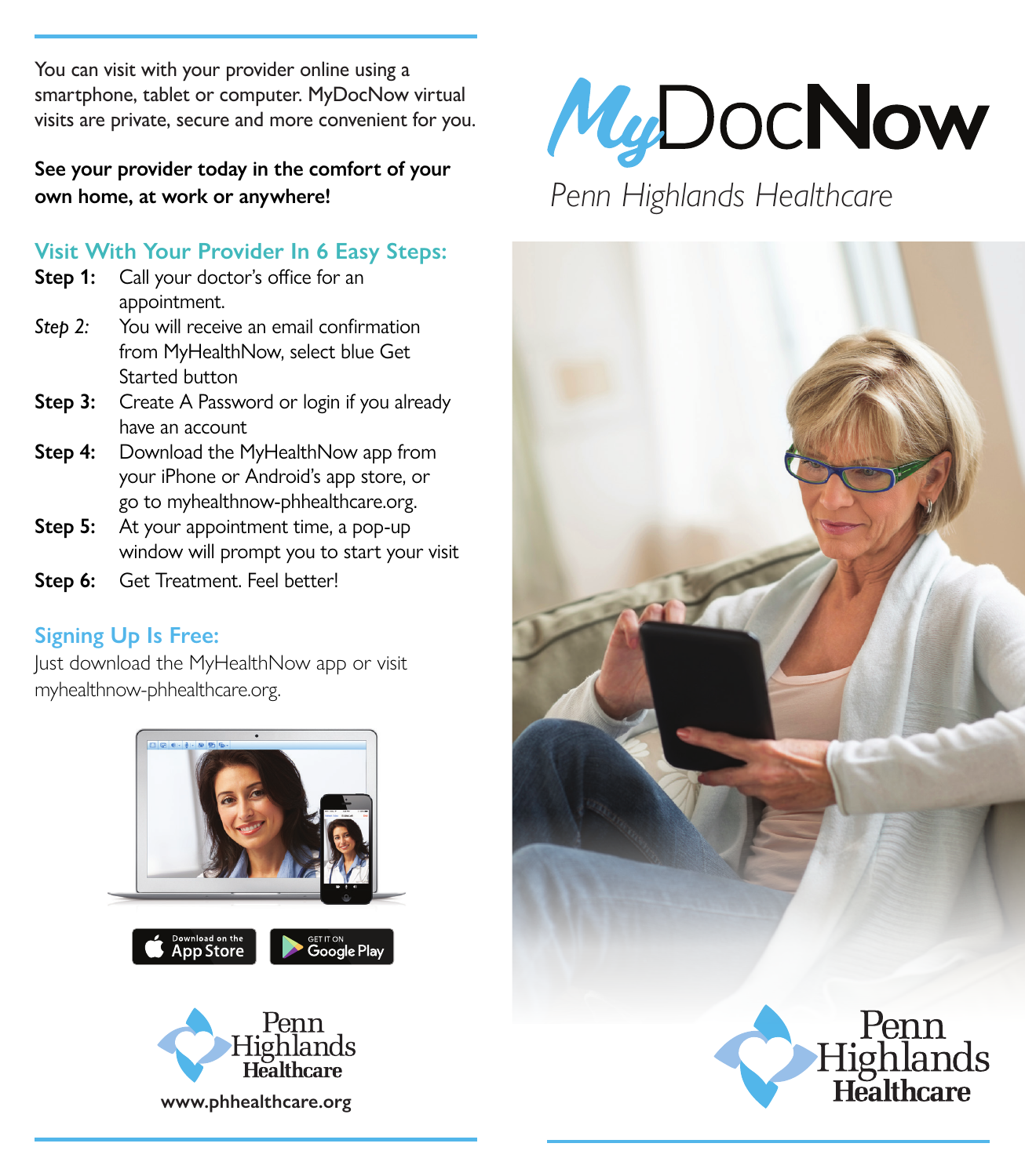# MyDocNow

*Penn Highlands Healthcare*

You can visit with your provider online using a smartphone, tablet or computer. MyDocNow virtual visits are private, secure and more convenient for you.

**See your provider today in the comfort of your own home, at work or anywhere!**

## Visit With Your Provider In 6 Easy Steps:

**Step 1:** Call your doctor's office for an appointment.

*Step 2:* You will receive an email confirmation from MyHealthNow, select blue Get Started button

**Step 3:** Create A Password or login if you already have an account

**Step 4:** Download the MyHealthNow app from your iPhone or Android's app store, or go to myhealthnow-phhealthcare.org.

**Step 5:** At your appointment time, a pop-up window will prompt you to start your visit

**Step 6:** Get Treatment. Feel better!

## Signing Up Is Free:

Just download the MyHealthNow app or visit myhealthnow-phhealthcare.org.

Download on the App Store

GET IT ON Google Play

Penn Highlands Healthcare

**www.phhealthcare.org**

Penn Highlands Healthcare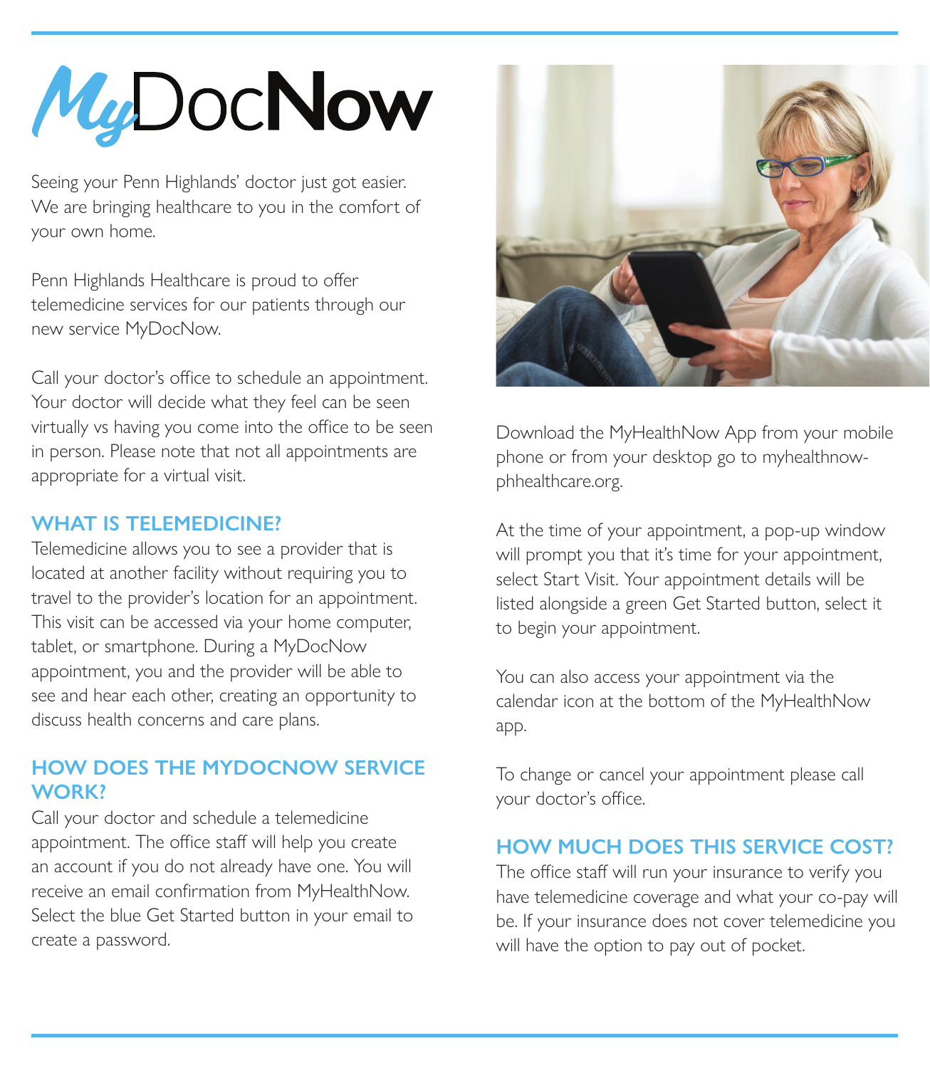# MyDocNow

Seeing your Penn Highlands' doctor just got easier. We are bringing healthcare to you in the comfort of your own home.

Penn Highlands Healthcare is proud to offer telemedicine services for our patients through our new service MyDocNow.

Call your doctor's office to schedule an appointment. Your doctor will decide what they feel can be seen virtually vs having you come into the office to be seen in person. Please note that not all appointments are appropriate for a virtual visit.

## WHAT IS TELEMEDICINE?

Telemedicine allows you to see a provider that is located at another facility without requiring you to travel to the provider's location for an appointment. This visit can be accessed via your home computer, tablet, or smartphone. During a MyDocNow appointment, you and the provider will be able to see and hear each other, creating an opportunity to discuss health concerns and care plans.

## HOW DOES THE MYDOCNOW SERVICE WORK?

Call your doctor and schedule a telemedicine appointment. The office staff will help you create an account if you do not already have one. You will receive an email confirmation from MyHealthNow. Select the blue Get Started button in your email to create a password.

Download the MyHealthNow App from your mobile phone or from your desktop go to myhealthnow-phhealthcare.org.

At the time of your appointment, a pop-up window will prompt you that it's time for your appointment, select Start Visit. Your appointment details will be listed alongside a green Get Started button, select it to begin your appointment.

You can also access your appointment via the calendar icon at the bottom of the MyHealthNow app.

To change or cancel your appointment please call your doctor's office.

## HOW MUCH DOES THIS SERVICE COST?

The office staff will run your insurance to verify you have telemedicine coverage and what your co-pay will be. If your insurance does not cover telemedicine you will have the option to pay out of pocket.